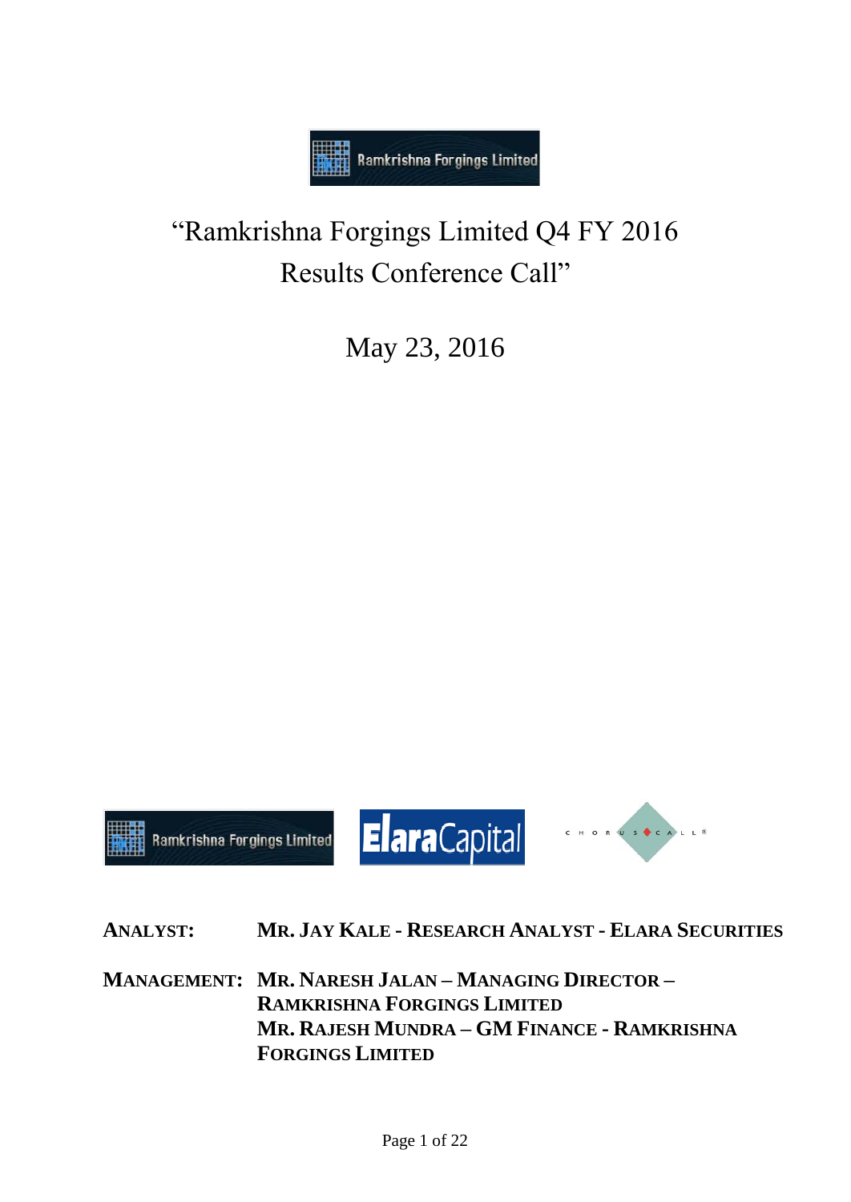# "Ramkrishna Forgings Limited Q4 FY 2016 Results Conference Call"

May 23, 2016

**ANALYST:** **MR. JAY KALE - RESEARCH ANALYST - ELARA SECURITIES**

**MANAGEMENT:** **MR. NARESH JALAN – MANAGING DIRECTOR – RAMKRISHNA FORGINGS LIMITED**
**MR. RAJESH MUNDRA – GM FINANCE - RAMKRISHNA FORGINGS LIMITED**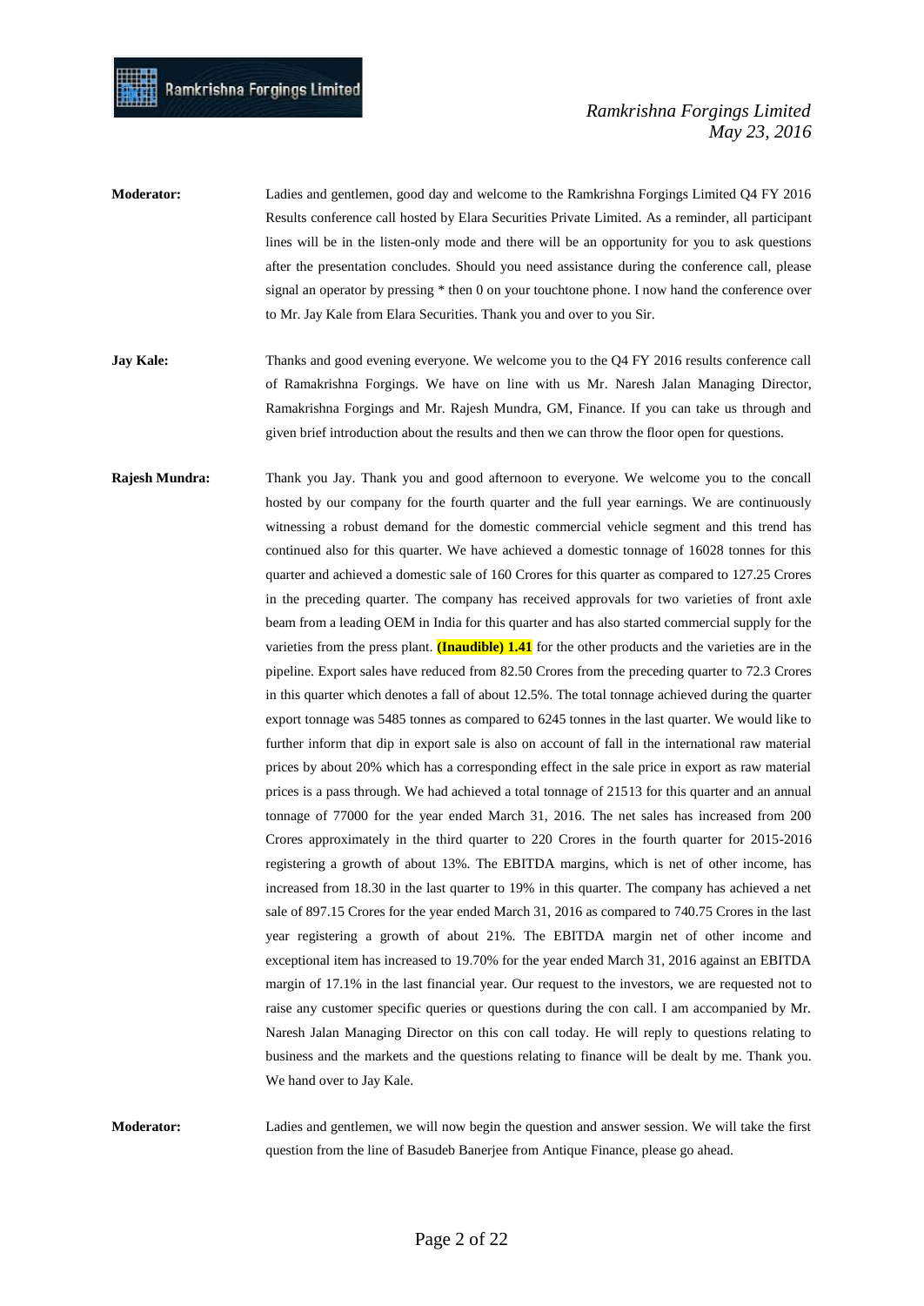**Moderator:** Ladies and gentlemen, good day and welcome to the Ramkrishna Forgings Limited Q4 FY 2016 Results conference call hosted by Elara Securities Private Limited. As a reminder, all participant lines will be in the listen-only mode and there will be an opportunity for you to ask questions after the presentation concludes. Should you need assistance during the conference call, please signal an operator by pressing * then 0 on your touchtone phone. I now hand the conference over to Mr. Jay Kale from Elara Securities. Thank you and over to you Sir.

**Jay Kale:** Thanks and good evening everyone. We welcome you to the Q4 FY 2016 results conference call of Ramakrishna Forgings. We have on line with us Mr. Naresh Jalan Managing Director, Ramakrishna Forgings and Mr. Rajesh Mundra, GM, Finance. If you can take us through and given brief introduction about the results and then we can throw the floor open for questions.

**Rajesh Mundra:** Thank you Jay. Thank you and good afternoon to everyone. We welcome you to the concall hosted by our company for the fourth quarter and the full year earnings. We are continuously witnessing a robust demand for the domestic commercial vehicle segment and this trend has continued also for this quarter. We have achieved a domestic tonnage of 16028 tonnes for this quarter and achieved a domestic sale of 160 Crores for this quarter as compared to 127.25 Crores in the preceding quarter. The company has received approvals for two varieties of front axle beam from a leading OEM in India for this quarter and has also started commercial supply for the varieties from the press plant. **(Inaudible) 1.41** for the other products and the varieties are in the pipeline. Export sales have reduced from 82.50 Crores from the preceding quarter to 72.3 Crores in this quarter which denotes a fall of about 12.5%. The total tonnage achieved during the quarter export tonnage was 5485 tonnes as compared to 6245 tonnes in the last quarter. We would like to further inform that dip in export sale is also on account of fall in the international raw material prices by about 20% which has a corresponding effect in the sale price in export as raw material prices is a pass through. We had achieved a total tonnage of 21513 for this quarter and an annual tonnage of 77000 for the year ended March 31, 2016. The net sales has increased from 200 Crores approximately in the third quarter to 220 Crores in the fourth quarter for 2015-2016 registering a growth of about 13%. The EBITDA margins, which is net of other income, has increased from 18.30 in the last quarter to 19% in this quarter. The company has achieved a net sale of 897.15 Crores for the year ended March 31, 2016 as compared to 740.75 Crores in the last year registering a growth of about 21%. The EBITDA margin net of other income and exceptional item has increased to 19.70% for the year ended March 31, 2016 against an EBITDA margin of 17.1% in the last financial year. Our request to the investors, we are requested not to raise any customer specific queries or questions during the con call. I am accompanied by Mr. Naresh Jalan Managing Director on this con call today. He will reply to questions relating to business and the markets and the questions relating to finance will be dealt by me. Thank you. We hand over to Jay Kale.

**Moderator:** Ladies and gentlemen, we will now begin the question and answer session. We will take the first question from the line of Basudeb Banerjee from Antique Finance, please go ahead.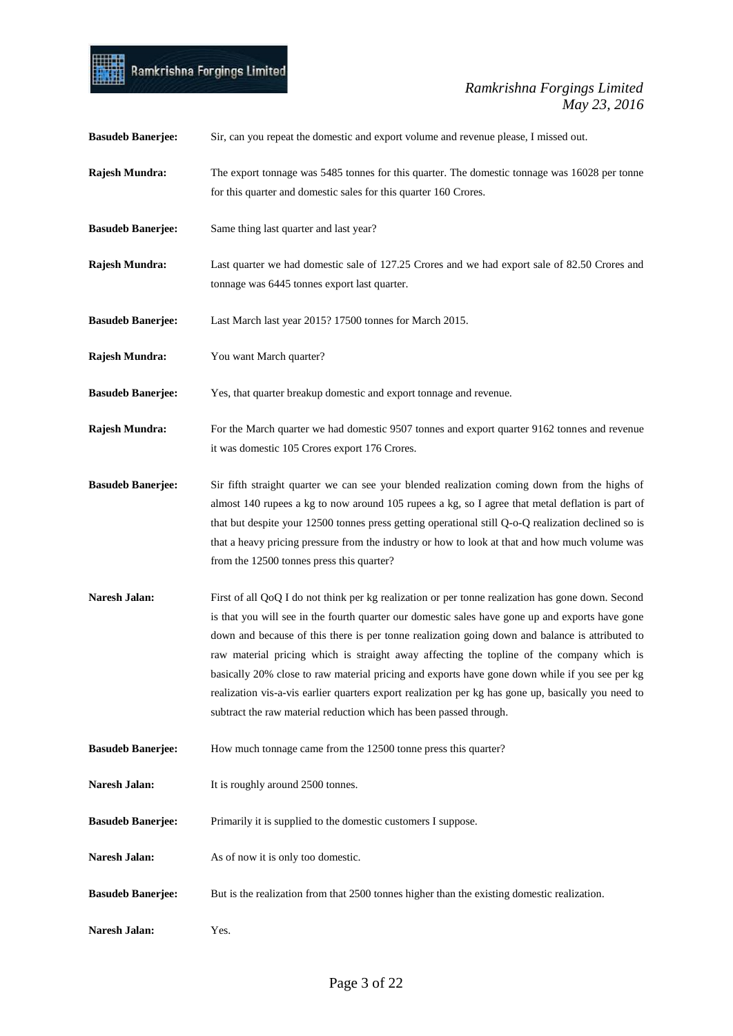**Basudeb Banerjee:** Sir, can you repeat the domestic and export volume and revenue please, I missed out.

**Rajesh Mundra:** The export tonnage was 5485 tonnes for this quarter. The domestic tonnage was 16028 per tonne for this quarter and domestic sales for this quarter 160 Crores.

**Basudeb Banerjee:** Same thing last quarter and last year?

**Rajesh Mundra:** Last quarter we had domestic sale of 127.25 Crores and we had export sale of 82.50 Crores and tonnage was 6445 tonnes export last quarter.

**Basudeb Banerjee:** Last March last year 2015? 17500 tonnes for March 2015.

**Rajesh Mundra:** You want March quarter?

**Basudeb Banerjee:** Yes, that quarter breakup domestic and export tonnage and revenue.

**Rajesh Mundra:** For the March quarter we had domestic 9507 tonnes and export quarter 9162 tonnes and revenue it was domestic 105 Crores export 176 Crores.

**Basudeb Banerjee:** Sir fifth straight quarter we can see your blended realization coming down from the highs of almost 140 rupees a kg to now around 105 rupees a kg, so I agree that metal deflation is part of that but despite your 12500 tonnes press getting operational still Q-o-Q realization declined so is that a heavy pricing pressure from the industry or how to look at that and how much volume was from the 12500 tonnes press this quarter?

**Naresh Jalan:** First of all QoQ I do not think per kg realization or per tonne realization has gone down. Second is that you will see in the fourth quarter our domestic sales have gone up and exports have gone down and because of this there is per tonne realization going down and balance is attributed to raw material pricing which is straight away affecting the topline of the company which is basically 20% close to raw material pricing and exports have gone down while if you see per kg realization vis-a-vis earlier quarters export realization per kg has gone up, basically you need to subtract the raw material reduction which has been passed through.

**Basudeb Banerjee:** How much tonnage came from the 12500 tonne press this quarter?

**Naresh Jalan:** It is roughly around 2500 tonnes.

**Basudeb Banerjee:** Primarily it is supplied to the domestic customers I suppose.

**Naresh Jalan:** As of now it is only too domestic.

**Basudeb Banerjee:** But is the realization from that 2500 tonnes higher than the existing domestic realization.

**Naresh Jalan:** Yes.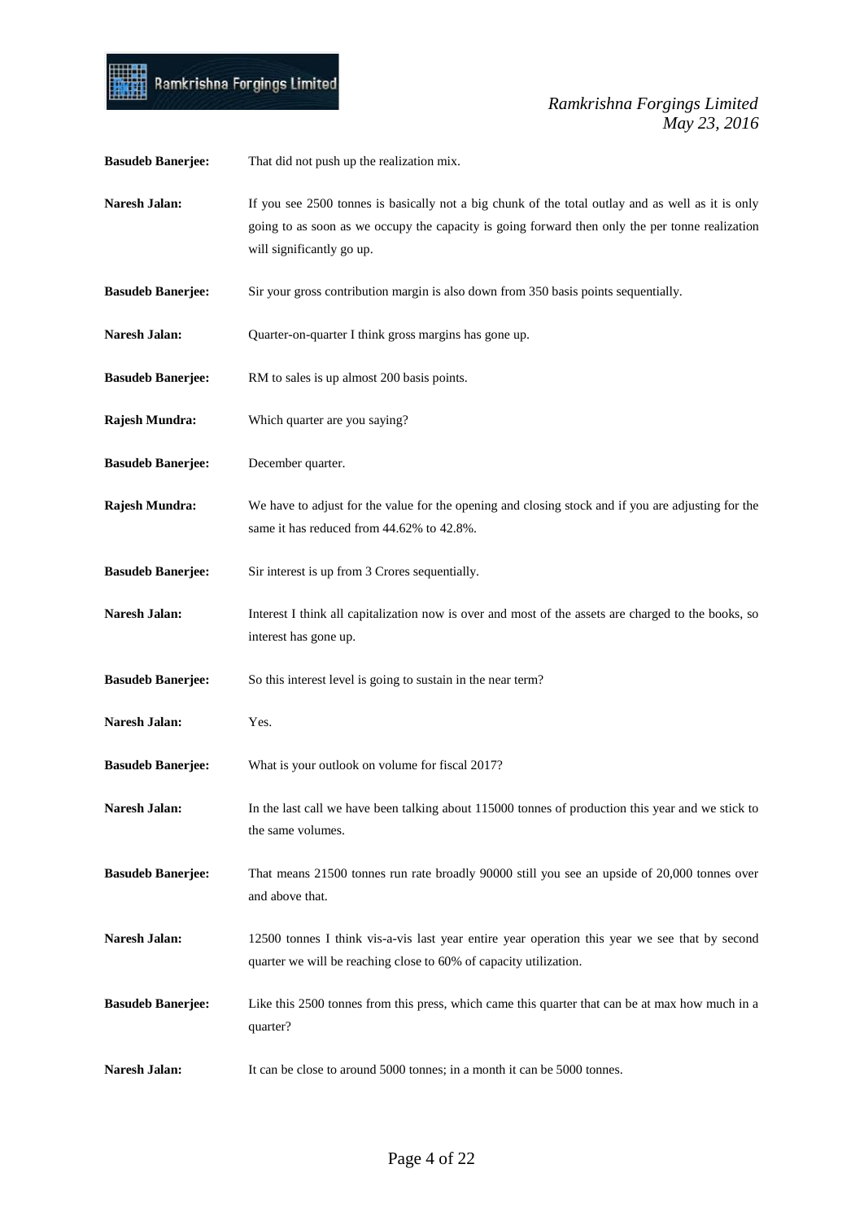**Basudeb Banerjee:** That did not push up the realization mix.

**Naresh Jalan:** If you see 2500 tonnes is basically not a big chunk of the total outlay and as well as it is only going to as soon as we occupy the capacity is going forward then only the per tonne realization will significantly go up.

**Basudeb Banerjee:** Sir your gross contribution margin is also down from 350 basis points sequentially.

**Naresh Jalan:** Quarter-on-quarter I think gross margins has gone up.

**Basudeb Banerjee:** RM to sales is up almost 200 basis points.

**Rajesh Mundra:** Which quarter are you saying?

**Basudeb Banerjee:** December quarter.

**Rajesh Mundra:** We have to adjust for the value for the opening and closing stock and if you are adjusting for the same it has reduced from 44.62% to 42.8%.

**Basudeb Banerjee:** Sir interest is up from 3 Crores sequentially.

**Naresh Jalan:** Interest I think all capitalization now is over and most of the assets are charged to the books, so interest has gone up.

**Basudeb Banerjee:** So this interest level is going to sustain in the near term?

**Naresh Jalan:** Yes.

**Basudeb Banerjee:** What is your outlook on volume for fiscal 2017?

**Naresh Jalan:** In the last call we have been talking about 115000 tonnes of production this year and we stick to the same volumes.

**Basudeb Banerjee:** That means 21500 tonnes run rate broadly 90000 still you see an upside of 20,000 tonnes over and above that.

**Naresh Jalan:** 12500 tonnes I think vis-a-vis last year entire year operation this year we see that by second quarter we will be reaching close to 60% of capacity utilization.

**Basudeb Banerjee:** Like this 2500 tonnes from this press, which came this quarter that can be at max how much in a quarter?

**Naresh Jalan:** It can be close to around 5000 tonnes; in a month it can be 5000 tonnes.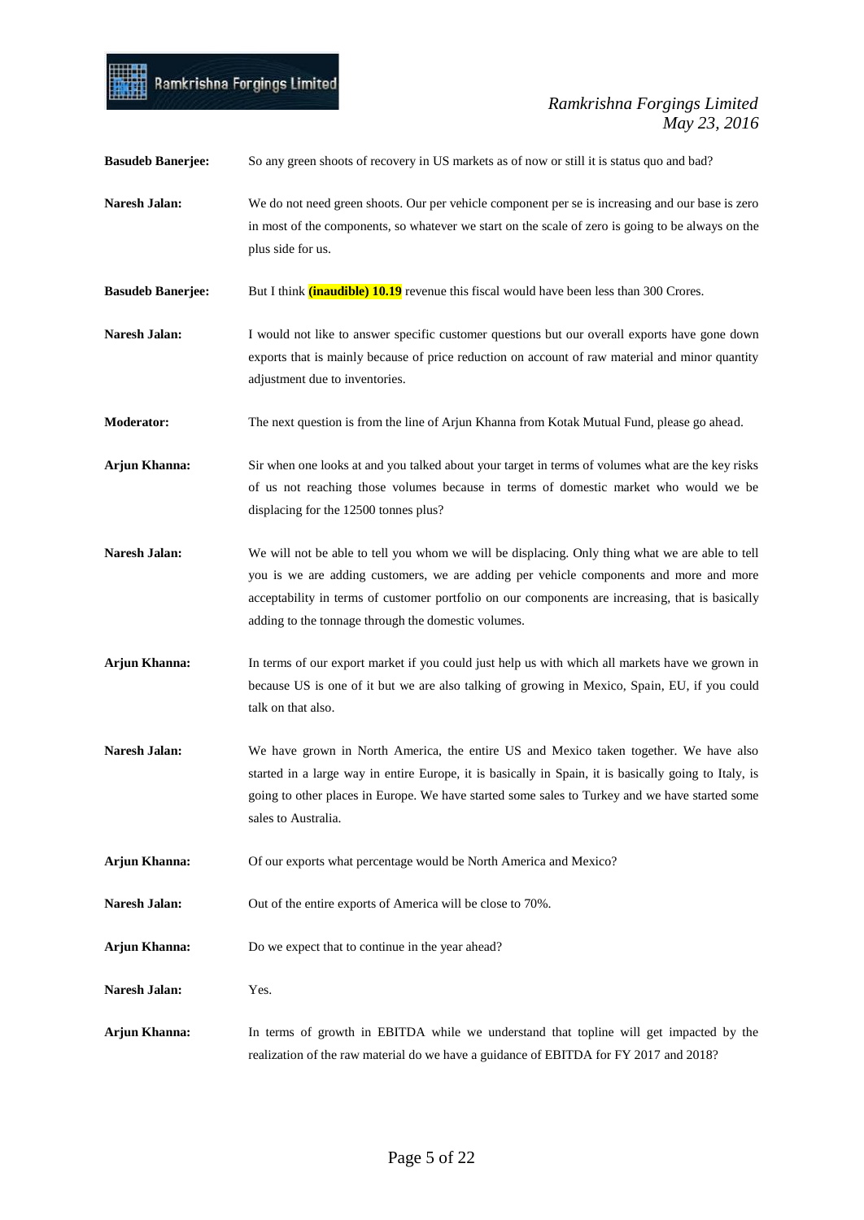**Basudeb Banerjee:** So any green shoots of recovery in US markets as of now or still it is status quo and bad?

**Naresh Jalan:** We do not need green shoots. Our per vehicle component per se is increasing and our base is zero in most of the components, so whatever we start on the scale of zero is going to be always on the plus side for us.

**Basudeb Banerjee:** But I think **(inaudible) 10.19** revenue this fiscal would have been less than 300 Crores.

**Naresh Jalan:** I would not like to answer specific customer questions but our overall exports have gone down exports that is mainly because of price reduction on account of raw material and minor quantity adjustment due to inventories.

**Moderator:** The next question is from the line of Arjun Khanna from Kotak Mutual Fund, please go ahead.

**Arjun Khanna:** Sir when one looks at and you talked about your target in terms of volumes what are the key risks of us not reaching those volumes because in terms of domestic market who would we be displacing for the 12500 tonnes plus?

**Naresh Jalan:** We will not be able to tell you whom we will be displacing. Only thing what we are able to tell you is we are adding customers, we are adding per vehicle components and more and more acceptability in terms of customer portfolio on our components are increasing, that is basically adding to the tonnage through the domestic volumes.

**Arjun Khanna:** In terms of our export market if you could just help us with which all markets have we grown in because US is one of it but we are also talking of growing in Mexico, Spain, EU, if you could talk on that also.

**Naresh Jalan:** We have grown in North America, the entire US and Mexico taken together. We have also started in a large way in entire Europe, it is basically in Spain, it is basically going to Italy, is going to other places in Europe. We have started some sales to Turkey and we have started some sales to Australia.

**Arjun Khanna:** Of our exports what percentage would be North America and Mexico?

**Naresh Jalan:** Out of the entire exports of America will be close to 70%.

**Arjun Khanna:** Do we expect that to continue in the year ahead?

**Naresh Jalan:** Yes.

**Arjun Khanna:** In terms of growth in EBITDA while we understand that topline will get impacted by the realization of the raw material do we have a guidance of EBITDA for FY 2017 and 2018?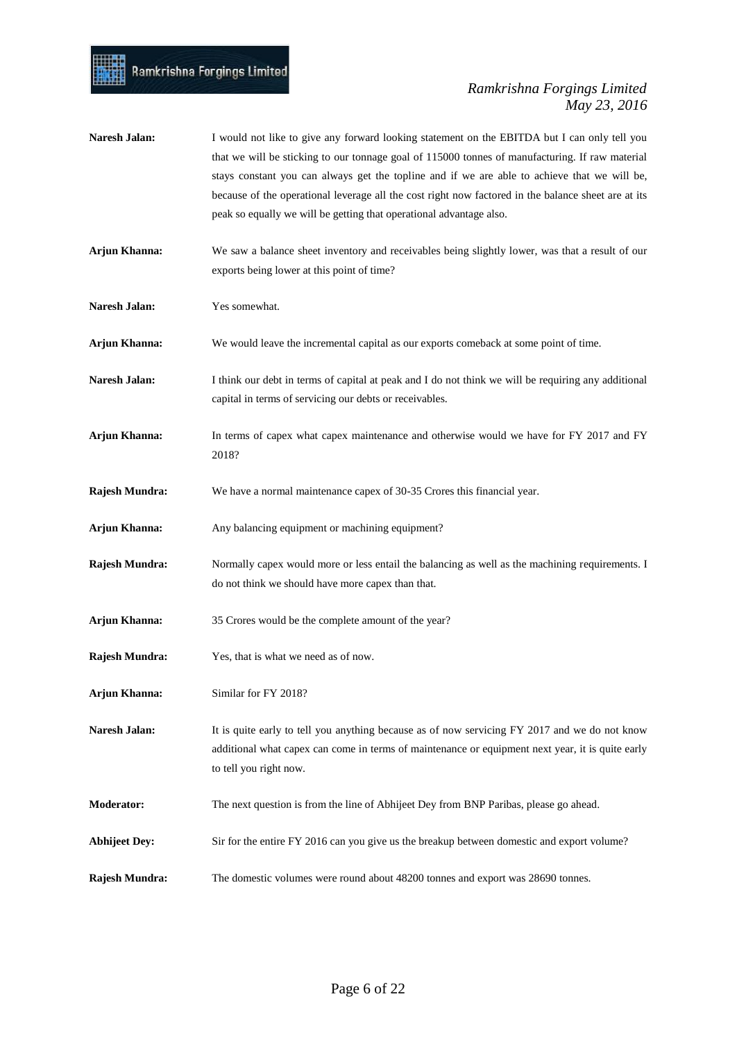**Naresh Jalan:** I would not like to give any forward looking statement on the EBITDA but I can only tell you that we will be sticking to our tonnage goal of 115000 tonnes of manufacturing. If raw material stays constant you can always get the topline and if we are able to achieve that we will be, because of the operational leverage all the cost right now factored in the balance sheet are at its peak so equally we will be getting that operational advantage also.

**Arjun Khanna:** We saw a balance sheet inventory and receivables being slightly lower, was that a result of our exports being lower at this point of time?

**Naresh Jalan:** Yes somewhat.

**Arjun Khanna:** We would leave the incremental capital as our exports comeback at some point of time.

**Naresh Jalan:** I think our debt in terms of capital at peak and I do not think we will be requiring any additional capital in terms of servicing our debts or receivables.

**Arjun Khanna:** In terms of capex what capex maintenance and otherwise would we have for FY 2017 and FY 2018?

**Rajesh Mundra:** We have a normal maintenance capex of 30-35 Crores this financial year.

**Arjun Khanna:** Any balancing equipment or machining equipment?

**Rajesh Mundra:** Normally capex would more or less entail the balancing as well as the machining requirements. I do not think we should have more capex than that.

**Arjun Khanna:** 35 Crores would be the complete amount of the year?

**Rajesh Mundra:** Yes, that is what we need as of now.

**Arjun Khanna:** Similar for FY 2018?

**Naresh Jalan:** It is quite early to tell you anything because as of now servicing FY 2017 and we do not know additional what capex can come in terms of maintenance or equipment next year, it is quite early to tell you right now.

**Moderator:** The next question is from the line of Abhijeet Dey from BNP Paribas, please go ahead.

**Abhijeet Dey:** Sir for the entire FY 2016 can you give us the breakup between domestic and export volume?

**Rajesh Mundra:** The domestic volumes were round about 48200 tonnes and export was 28690 tonnes.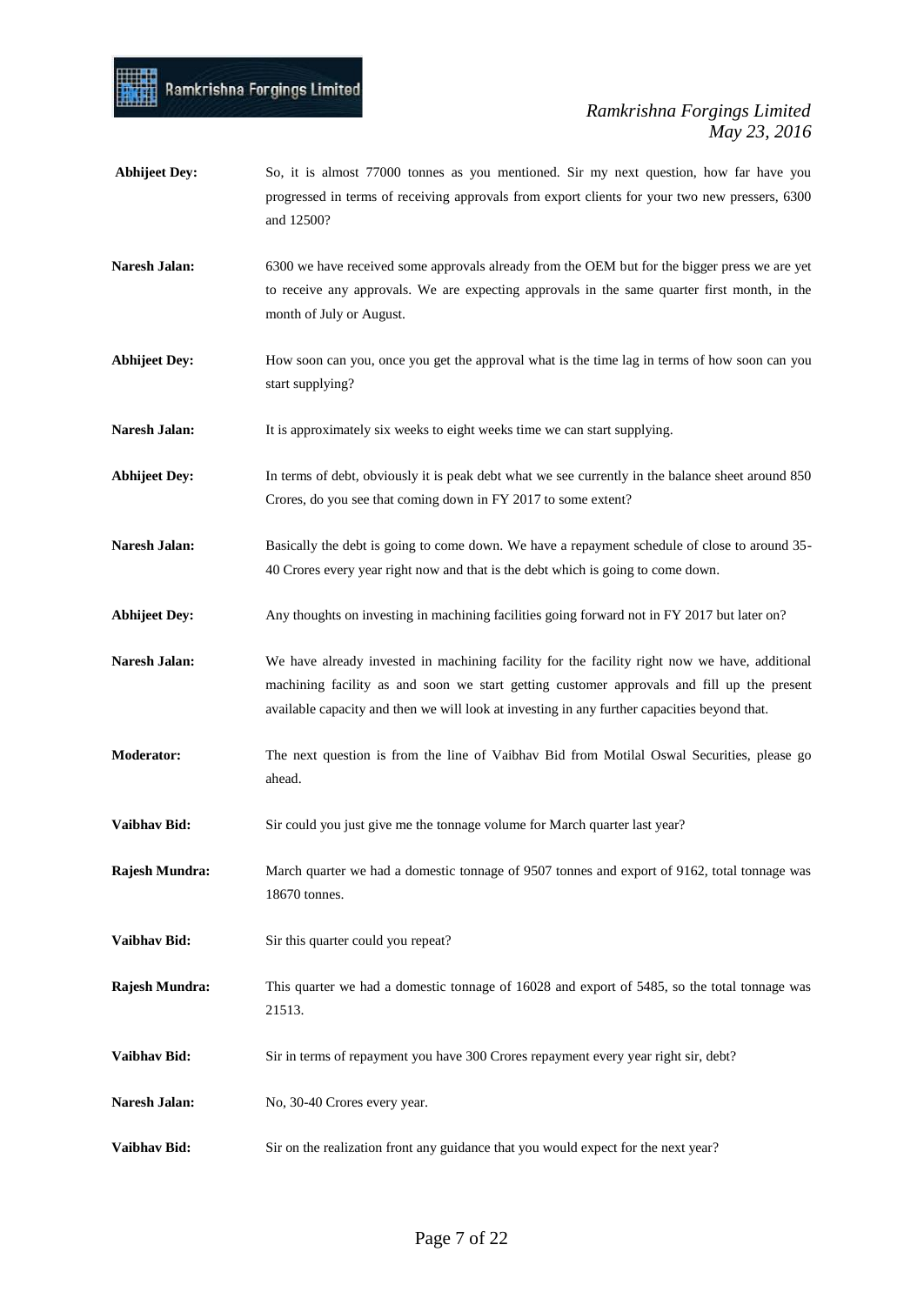**Abhijeet Dey:** So, it is almost 77000 tonnes as you mentioned. Sir my next question, how far have you progressed in terms of receiving approvals from export clients for your two new pressers, 6300 and 12500?

**Naresh Jalan:** 6300 we have received some approvals already from the OEM but for the bigger press we are yet to receive any approvals. We are expecting approvals in the same quarter first month, in the month of July or August.

**Abhijeet Dey:** How soon can you, once you get the approval what is the time lag in terms of how soon can you start supplying?

**Naresh Jalan:** It is approximately six weeks to eight weeks time we can start supplying.

**Abhijeet Dey:** In terms of debt, obviously it is peak debt what we see currently in the balance sheet around 850 Crores, do you see that coming down in FY 2017 to some extent?

**Naresh Jalan:** Basically the debt is going to come down. We have a repayment schedule of close to around 35-40 Crores every year right now and that is the debt which is going to come down.

**Abhijeet Dey:** Any thoughts on investing in machining facilities going forward not in FY 2017 but later on?

**Naresh Jalan:** We have already invested in machining facility for the facility right now we have, additional machining facility as and soon we start getting customer approvals and fill up the present available capacity and then we will look at investing in any further capacities beyond that.

**Moderator:** The next question is from the line of Vaibhav Bid from Motilal Oswal Securities, please go ahead.

**Vaibhav Bid:** Sir could you just give me the tonnage volume for March quarter last year?

**Rajesh Mundra:** March quarter we had a domestic tonnage of 9507 tonnes and export of 9162, total tonnage was 18670 tonnes.

**Vaibhav Bid:** Sir this quarter could you repeat?

**Rajesh Mundra:** This quarter we had a domestic tonnage of 16028 and export of 5485, so the total tonnage was 21513.

**Vaibhav Bid:** Sir in terms of repayment you have 300 Crores repayment every year right sir, debt?

**Naresh Jalan:** No, 30-40 Crores every year.

**Vaibhav Bid:** Sir on the realization front any guidance that you would expect for the next year?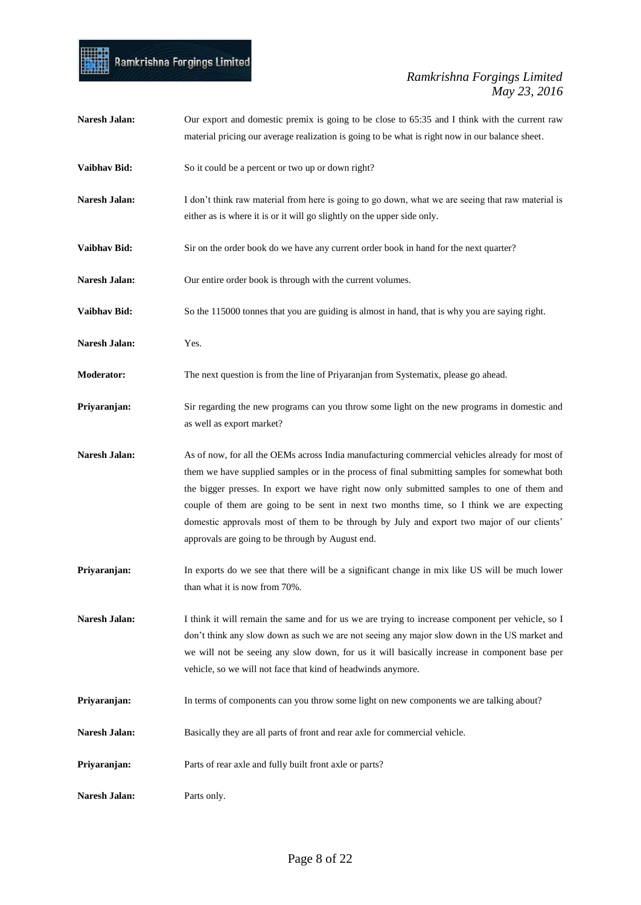**Naresh Jalan:** Our export and domestic premix is going to be close to 65:35 and I think with the current raw material pricing our average realization is going to be what is right now in our balance sheet.

**Vaibhav Bid:** So it could be a percent or two up or down right?

**Naresh Jalan:** I don't think raw material from here is going to go down, what we are seeing that raw material is either as is where it is or it will go slightly on the upper side only.

**Vaibhav Bid:** Sir on the order book do we have any current order book in hand for the next quarter?

**Naresh Jalan:** Our entire order book is through with the current volumes.

**Vaibhav Bid:** So the 115000 tonnes that you are guiding is almost in hand, that is why you are saying right.

**Naresh Jalan:** Yes.

**Moderator:** The next question is from the line of Priyaranjan from Systematix, please go ahead.

**Priyaranjan:** Sir regarding the new programs can you throw some light on the new programs in domestic and as well as export market?

**Naresh Jalan:** As of now, for all the OEMs across India manufacturing commercial vehicles already for most of them we have supplied samples or in the process of final submitting samples for somewhat both the bigger presses. In export we have right now only submitted samples to one of them and couple of them are going to be sent in next two months time, so I think we are expecting domestic approvals most of them to be through by July and export two major of our clients' approvals are going to be through by August end.

**Priyaranjan:** In exports do we see that there will be a significant change in mix like US will be much lower than what it is now from 70%.

**Naresh Jalan:** I think it will remain the same and for us we are trying to increase component per vehicle, so I don't think any slow down as such we are not seeing any major slow down in the US market and we will not be seeing any slow down, for us it will basically increase in component base per vehicle, so we will not face that kind of headwinds anymore.

**Priyaranjan:** In terms of components can you throw some light on new components we are talking about?

**Naresh Jalan:** Basically they are all parts of front and rear axle for commercial vehicle.

**Priyaranjan:** Parts of rear axle and fully built front axle or parts?

**Naresh Jalan:** Parts only.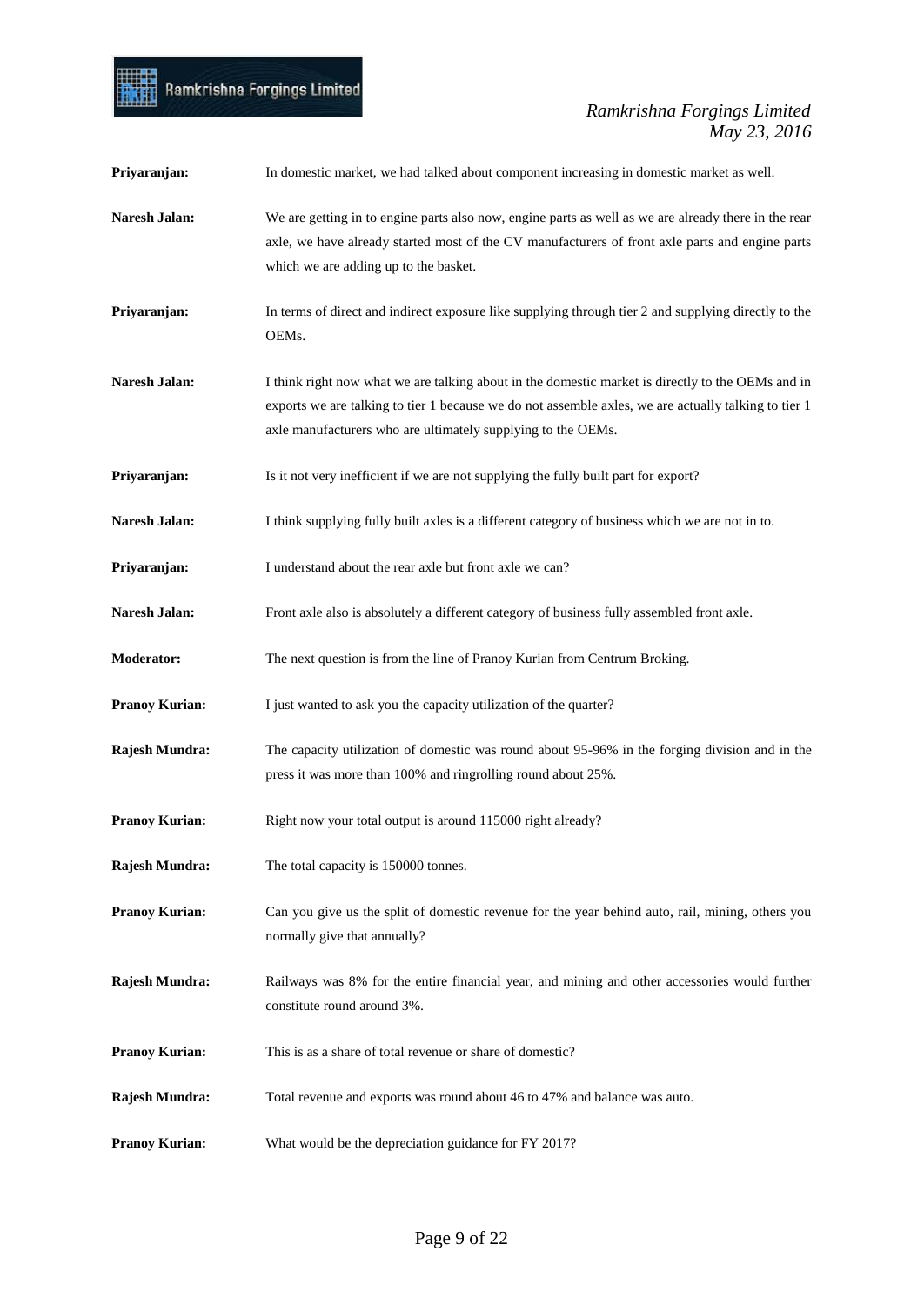**Priyaranjan:** In domestic market, we had talked about component increasing in domestic market as well.

**Naresh Jalan:** We are getting in to engine parts also now, engine parts as well as we are already there in the rear axle, we have already started most of the CV manufacturers of front axle parts and engine parts which we are adding up to the basket.

**Priyaranjan:** In terms of direct and indirect exposure like supplying through tier 2 and supplying directly to the OEMs.

**Naresh Jalan:** I think right now what we are talking about in the domestic market is directly to the OEMs and in exports we are talking to tier 1 because we do not assemble axles, we are actually talking to tier 1 axle manufacturers who are ultimately supplying to the OEMs.

**Priyaranjan:** Is it not very inefficient if we are not supplying the fully built part for export?

**Naresh Jalan:** I think supplying fully built axles is a different category of business which we are not in to.

**Priyaranjan:** I understand about the rear axle but front axle we can?

**Naresh Jalan:** Front axle also is absolutely a different category of business fully assembled front axle.

**Moderator:** The next question is from the line of Pranoy Kurian from Centrum Broking.

**Pranoy Kurian:** I just wanted to ask you the capacity utilization of the quarter?

**Rajesh Mundra:** The capacity utilization of domestic was round about 95-96% in the forging division and in the press it was more than 100% and ringrolling round about 25%.

**Pranoy Kurian:** Right now your total output is around 115000 right already?

**Rajesh Mundra:** The total capacity is 150000 tonnes.

**Pranoy Kurian:** Can you give us the split of domestic revenue for the year behind auto, rail, mining, others you normally give that annually?

**Rajesh Mundra:** Railways was 8% for the entire financial year, and mining and other accessories would further constitute round around 3%.

**Pranoy Kurian:** This is as a share of total revenue or share of domestic?

**Rajesh Mundra:** Total revenue and exports was round about 46 to 47% and balance was auto.

**Pranoy Kurian:** What would be the depreciation guidance for FY 2017?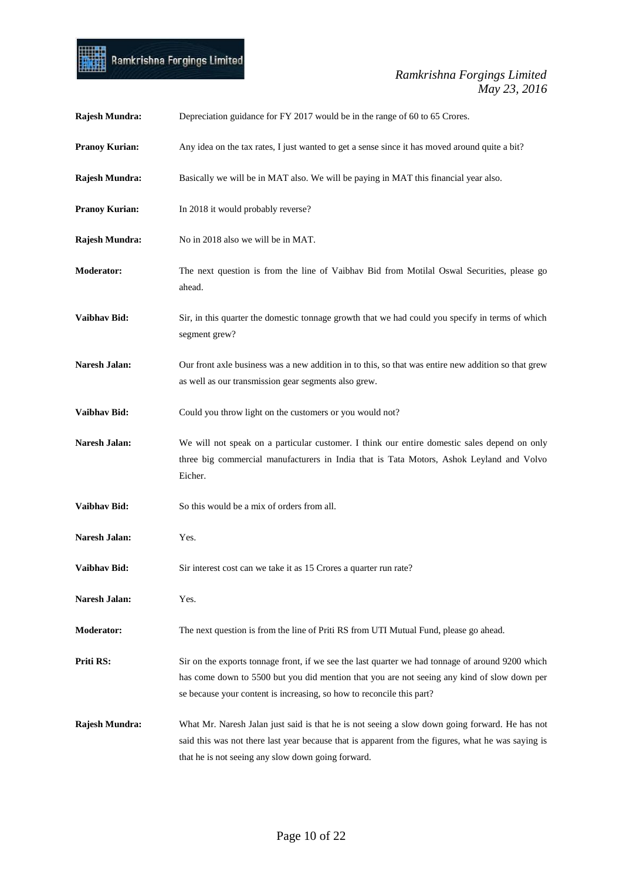**Rajesh Mundra:** Depreciation guidance for FY 2017 would be in the range of 60 to 65 Crores.

**Pranoy Kurian:** Any idea on the tax rates, I just wanted to get a sense since it has moved around quite a bit?

**Rajesh Mundra:** Basically we will be in MAT also. We will be paying in MAT this financial year also.

**Pranoy Kurian:** In 2018 it would probably reverse?

**Rajesh Mundra:** No in 2018 also we will be in MAT.

**Moderator:** The next question is from the line of Vaibhav Bid from Motilal Oswal Securities, please go ahead.

**Vaibhav Bid:** Sir, in this quarter the domestic tonnage growth that we had could you specify in terms of which segment grew?

**Naresh Jalan:** Our front axle business was a new addition in to this, so that was entire new addition so that grew as well as our transmission gear segments also grew.

**Vaibhav Bid:** Could you throw light on the customers or you would not?

**Naresh Jalan:** We will not speak on a particular customer. I think our entire domestic sales depend on only three big commercial manufacturers in India that is Tata Motors, Ashok Leyland and Volvo Eicher.

**Vaibhav Bid:** So this would be a mix of orders from all.

**Naresh Jalan:** Yes.

**Vaibhav Bid:** Sir interest cost can we take it as 15 Crores a quarter run rate?

**Naresh Jalan:** Yes.

**Moderator:** The next question is from the line of Priti RS from UTI Mutual Fund, please go ahead.

**Priti RS:** Sir on the exports tonnage front, if we see the last quarter we had tonnage of around 9200 which has come down to 5500 but you did mention that you are not seeing any kind of slow down per se because your content is increasing, so how to reconcile this part?

**Rajesh Mundra:** What Mr. Naresh Jalan just said is that he is not seeing a slow down going forward. He has not said this was not there last year because that is apparent from the figures, what he was saying is that he is not seeing any slow down going forward.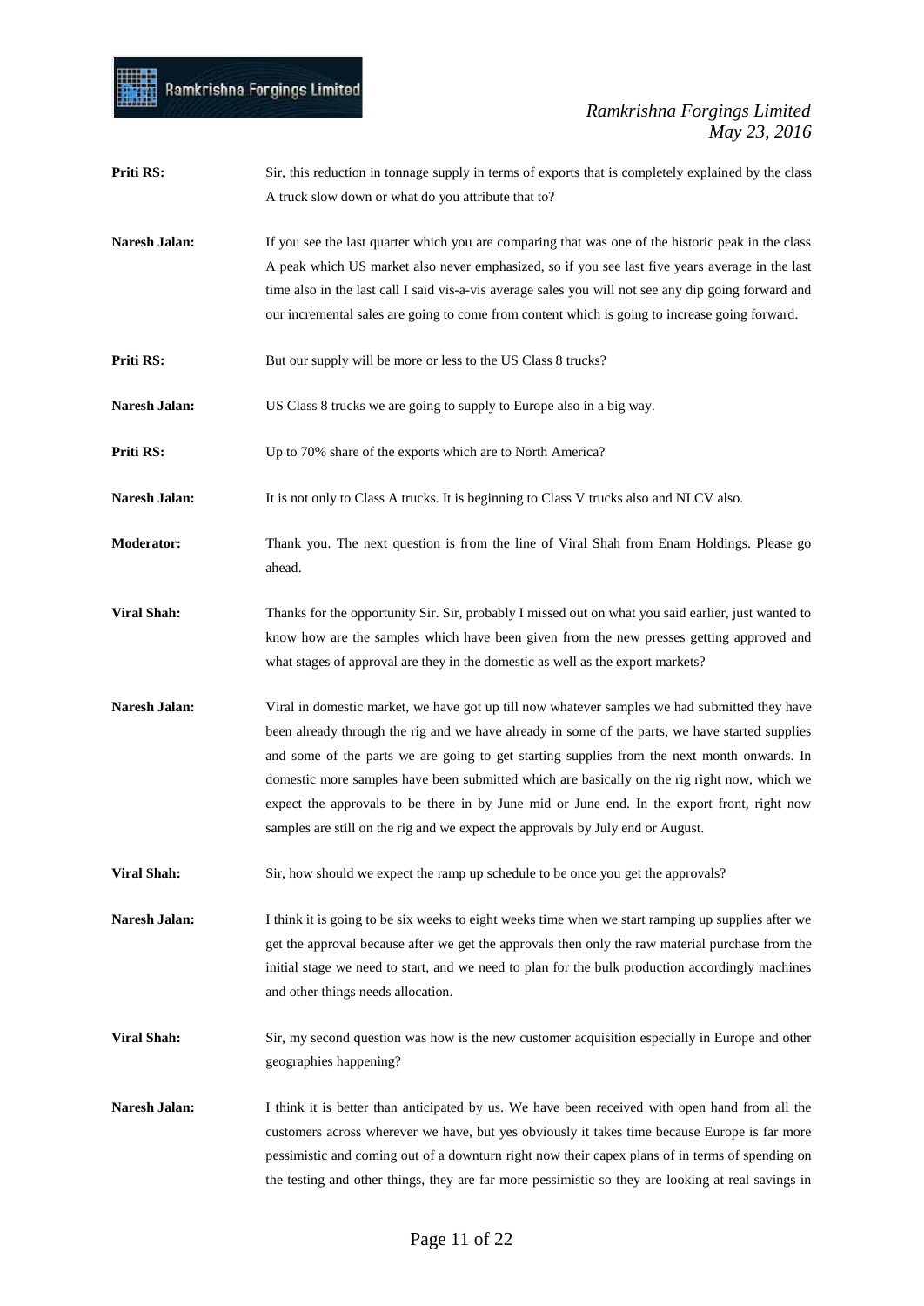**Priti RS:** Sir, this reduction in tonnage supply in terms of exports that is completely explained by the class A truck slow down or what do you attribute that to?

**Naresh Jalan:** If you see the last quarter which you are comparing that was one of the historic peak in the class A peak which US market also never emphasized, so if you see last five years average in the last time also in the last call I said vis-a-vis average sales you will not see any dip going forward and our incremental sales are going to come from content which is going to increase going forward.

**Priti RS:** But our supply will be more or less to the US Class 8 trucks?

**Naresh Jalan:** US Class 8 trucks we are going to supply to Europe also in a big way.

**Priti RS:** Up to 70% share of the exports which are to North America?

**Naresh Jalan:** It is not only to Class A trucks. It is beginning to Class V trucks also and NLCV also.

**Moderator:** Thank you. The next question is from the line of Viral Shah from Enam Holdings. Please go ahead.

**Viral Shah:** Thanks for the opportunity Sir. Sir, probably I missed out on what you said earlier, just wanted to know how are the samples which have been given from the new presses getting approved and what stages of approval are they in the domestic as well as the export markets?

**Naresh Jalan:** Viral in domestic market, we have got up till now whatever samples we had submitted they have been already through the rig and we have already in some of the parts, we have started supplies and some of the parts we are going to get starting supplies from the next month onwards. In domestic more samples have been submitted which are basically on the rig right now, which we expect the approvals to be there in by June mid or June end. In the export front, right now samples are still on the rig and we expect the approvals by July end or August.

**Viral Shah:** Sir, how should we expect the ramp up schedule to be once you get the approvals?

**Naresh Jalan:** I think it is going to be six weeks to eight weeks time when we start ramping up supplies after we get the approval because after we get the approvals then only the raw material purchase from the initial stage we need to start, and we need to plan for the bulk production accordingly machines and other things needs allocation.

**Viral Shah:** Sir, my second question was how is the new customer acquisition especially in Europe and other geographies happening?

**Naresh Jalan:** I think it is better than anticipated by us. We have been received with open hand from all the customers across wherever we have, but yes obviously it takes time because Europe is far more pessimistic and coming out of a downturn right now their capex plans of in terms of spending on the testing and other things, they are far more pessimistic so they are looking at real savings in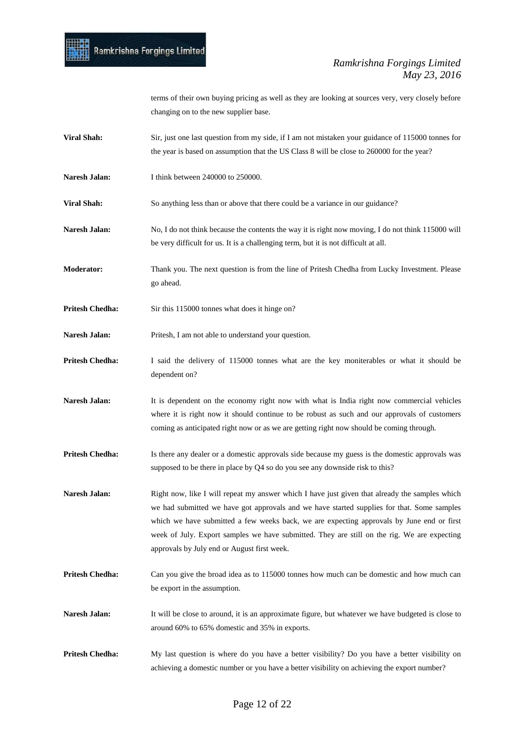terms of their own buying pricing as well as they are looking at sources very, very closely before changing on to the new supplier base.

**Viral Shah:** Sir, just one last question from my side, if I am not mistaken your guidance of 115000 tonnes for the year is based on assumption that the US Class 8 will be close to 260000 for the year?

**Naresh Jalan:** I think between 240000 to 250000.

**Viral Shah:** So anything less than or above that there could be a variance in our guidance?

**Naresh Jalan:** No, I do not think because the contents the way it is right now moving, I do not think 115000 will be very difficult for us. It is a challenging term, but it is not difficult at all.

**Moderator:** Thank you. The next question is from the line of Pritesh Chedha from Lucky Investment. Please go ahead.

**Pritesh Chedha:** Sir this 115000 tonnes what does it hinge on?

**Naresh Jalan:** Pritesh, I am not able to understand your question.

**Pritesh Chedha:** I said the delivery of 115000 tonnes what are the key moniterables or what it should be dependent on?

**Naresh Jalan:** It is dependent on the economy right now with what is India right now commercial vehicles where it is right now it should continue to be robust as such and our approvals of customers coming as anticipated right now or as we are getting right now should be coming through.

**Pritesh Chedha:** Is there any dealer or a domestic approvals side because my guess is the domestic approvals was supposed to be there in place by Q4 so do you see any downside risk to this?

**Naresh Jalan:** Right now, like I will repeat my answer which I have just given that already the samples which we had submitted we have got approvals and we have started supplies for that. Some samples which we have submitted a few weeks back, we are expecting approvals by June end or first week of July. Export samples we have submitted. They are still on the rig. We are expecting approvals by July end or August first week.

**Pritesh Chedha:** Can you give the broad idea as to 115000 tonnes how much can be domestic and how much can be export in the assumption.

**Naresh Jalan:** It will be close to around, it is an approximate figure, but whatever we have budgeted is close to around 60% to 65% domestic and 35% in exports.

**Pritesh Chedha:** My last question is where do you have a better visibility? Do you have a better visibility on achieving a domestic number or you have a better visibility on achieving the export number?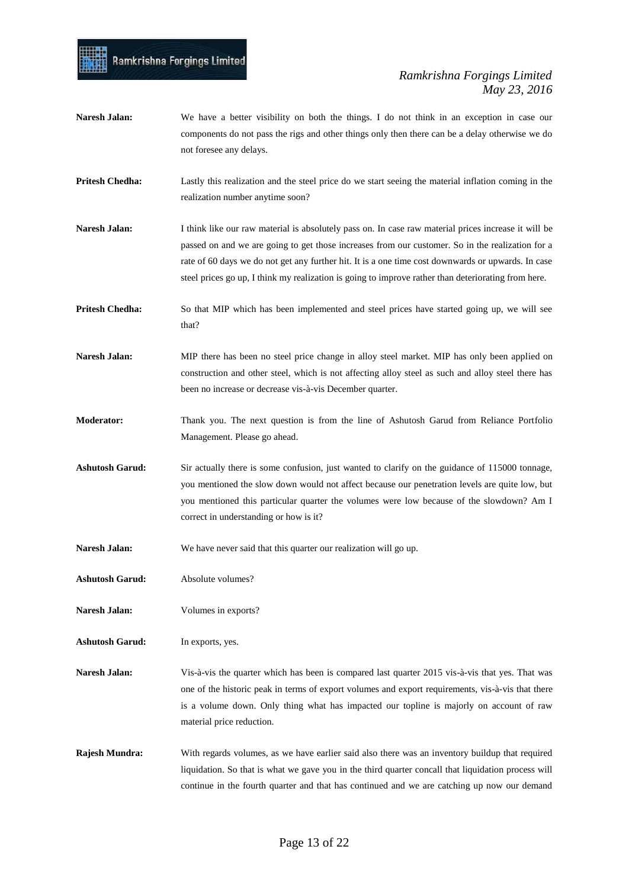**Naresh Jalan:** We have a better visibility on both the things. I do not think in an exception in case our components do not pass the rigs and other things only then there can be a delay otherwise we do not foresee any delays.

**Pritesh Chedha:** Lastly this realization and the steel price do we start seeing the material inflation coming in the realization number anytime soon?

**Naresh Jalan:** I think like our raw material is absolutely pass on. In case raw material prices increase it will be passed on and we are going to get those increases from our customer. So in the realization for a rate of 60 days we do not get any further hit. It is a one time cost downwards or upwards. In case steel prices go up, I think my realization is going to improve rather than deteriorating from here.

**Pritesh Chedha:** So that MIP which has been implemented and steel prices have started going up, we will see that?

**Naresh Jalan:** MIP there has been no steel price change in alloy steel market. MIP has only been applied on construction and other steel, which is not affecting alloy steel as such and alloy steel there has been no increase or decrease vis-à-vis December quarter.

**Moderator:** Thank you. The next question is from the line of Ashutosh Garud from Reliance Portfolio Management. Please go ahead.

**Ashutosh Garud:** Sir actually there is some confusion, just wanted to clarify on the guidance of 115000 tonnage, you mentioned the slow down would not affect because our penetration levels are quite low, but you mentioned this particular quarter the volumes were low because of the slowdown? Am I correct in understanding or how is it?

**Naresh Jalan:** We have never said that this quarter our realization will go up.

**Ashutosh Garud:** Absolute volumes?

**Naresh Jalan:** Volumes in exports?

**Ashutosh Garud:** In exports, yes.

**Naresh Jalan:** Vis-à-vis the quarter which has been is compared last quarter 2015 vis-à-vis that yes. That was one of the historic peak in terms of export volumes and export requirements, vis-à-vis that there is a volume down. Only thing what has impacted our topline is majorly on account of raw material price reduction.

**Rajesh Mundra:** With regards volumes, as we have earlier said also there was an inventory buildup that required liquidation. So that is what we gave you in the third quarter concall that liquidation process will continue in the fourth quarter and that has continued and we are catching up now our demand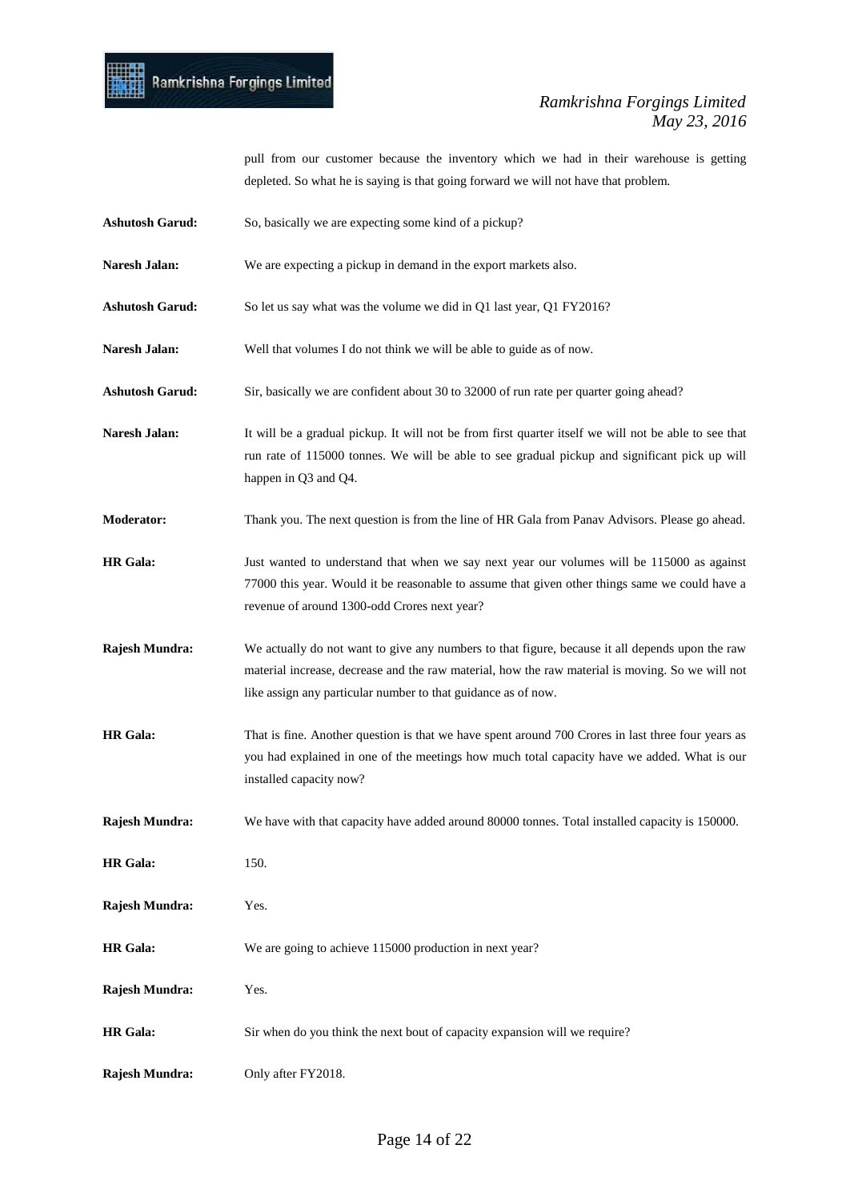pull from our customer because the inventory which we had in their warehouse is getting depleted. So what he is saying is that going forward we will not have that problem.

**Ashutosh Garud:** So, basically we are expecting some kind of a pickup?

**Naresh Jalan:** We are expecting a pickup in demand in the export markets also.

**Ashutosh Garud:** So let us say what was the volume we did in Q1 last year, Q1 FY2016?

**Naresh Jalan:** Well that volumes I do not think we will be able to guide as of now.

**Ashutosh Garud:** Sir, basically we are confident about 30 to 32000 of run rate per quarter going ahead?

**Naresh Jalan:** It will be a gradual pickup. It will not be from first quarter itself we will not be able to see that run rate of 115000 tonnes. We will be able to see gradual pickup and significant pick up will happen in Q3 and Q4.

**Moderator:** Thank you. The next question is from the line of HR Gala from Panav Advisors. Please go ahead.

**HR Gala:** Just wanted to understand that when we say next year our volumes will be 115000 as against 77000 this year. Would it be reasonable to assume that given other things same we could have a revenue of around 1300-odd Crores next year?

**Rajesh Mundra:** We actually do not want to give any numbers to that figure, because it all depends upon the raw material increase, decrease and the raw material, how the raw material is moving. So we will not like assign any particular number to that guidance as of now.

**HR Gala:** That is fine. Another question is that we have spent around 700 Crores in last three four years as you had explained in one of the meetings how much total capacity have we added. What is our installed capacity now?

**Rajesh Mundra:** We have with that capacity have added around 80000 tonnes. Total installed capacity is 150000.

**HR Gala:** 150.

**Rajesh Mundra:** Yes.

**HR Gala:** We are going to achieve 115000 production in next year?

**Rajesh Mundra:** Yes.

**HR Gala:** Sir when do you think the next bout of capacity expansion will we require?

**Rajesh Mundra:** Only after FY2018.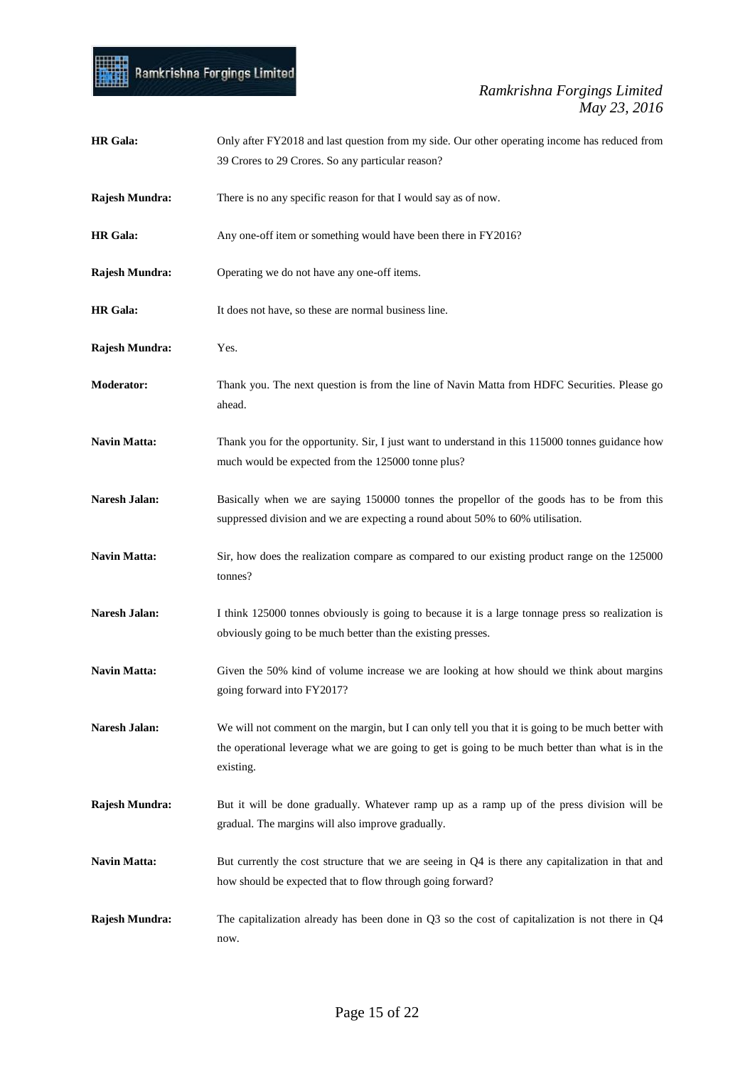**HR Gala:** Only after FY2018 and last question from my side. Our other operating income has reduced from 39 Crores to 29 Crores. So any particular reason?

**Rajesh Mundra:** There is no any specific reason for that I would say as of now.

**HR Gala:** Any one-off item or something would have been there in FY2016?

**Rajesh Mundra:** Operating we do not have any one-off items.

**HR Gala:** It does not have, so these are normal business line.

**Rajesh Mundra:** Yes.

**Moderator:** Thank you. The next question is from the line of Navin Matta from HDFC Securities. Please go ahead.

**Navin Matta:** Thank you for the opportunity. Sir, I just want to understand in this 115000 tonnes guidance how much would be expected from the 125000 tonne plus?

**Naresh Jalan:** Basically when we are saying 150000 tonnes the propellor of the goods has to be from this suppressed division and we are expecting a round about 50% to 60% utilisation.

**Navin Matta:** Sir, how does the realization compare as compared to our existing product range on the 125000 tonnes?

**Naresh Jalan:** I think 125000 tonnes obviously is going to because it is a large tonnage press so realization is obviously going to be much better than the existing presses.

**Navin Matta:** Given the 50% kind of volume increase we are looking at how should we think about margins going forward into FY2017?

**Naresh Jalan:** We will not comment on the margin, but I can only tell you that it is going to be much better with the operational leverage what we are going to get is going to be much better than what is in the existing.

**Rajesh Mundra:** But it will be done gradually. Whatever ramp up as a ramp up of the press division will be gradual. The margins will also improve gradually.

**Navin Matta:** But currently the cost structure that we are seeing in Q4 is there any capitalization in that and how should be expected that to flow through going forward?

**Rajesh Mundra:** The capitalization already has been done in Q3 so the cost of capitalization is not there in Q4 now.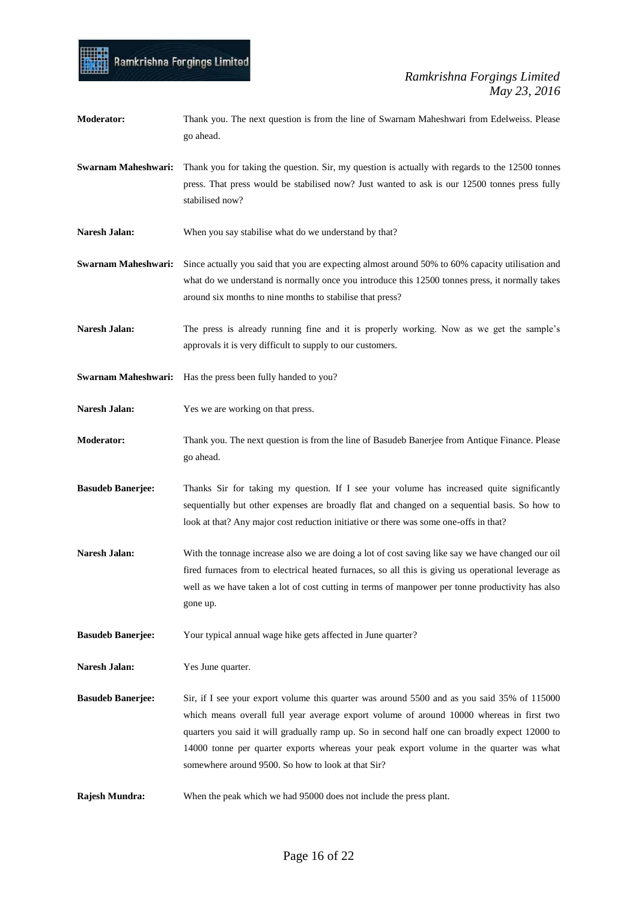**Moderator:** Thank you. The next question is from the line of Swarnam Maheshwari from Edelweiss. Please go ahead.

**Swarnam Maheshwari:** Thank you for taking the question. Sir, my question is actually with regards to the 12500 tonnes press. That press would be stabilised now? Just wanted to ask is our 12500 tonnes press fully stabilised now?

**Naresh Jalan:** When you say stabilise what do we understand by that?

**Swarnam Maheshwari:** Since actually you said that you are expecting almost around 50% to 60% capacity utilisation and what do we understand is normally once you introduce this 12500 tonnes press, it normally takes around six months to nine months to stabilise that press?

**Naresh Jalan:** The press is already running fine and it is properly working. Now as we get the sample's approvals it is very difficult to supply to our customers.

**Swarnam Maheshwari:** Has the press been fully handed to you?

**Naresh Jalan:** Yes we are working on that press.

**Moderator:** Thank you. The next question is from the line of Basudeb Banerjee from Antique Finance. Please go ahead.

**Basudeb Banerjee:** Thanks Sir for taking my question. If I see your volume has increased quite significantly sequentially but other expenses are broadly flat and changed on a sequential basis. So how to look at that? Any major cost reduction initiative or there was some one-offs in that?

**Naresh Jalan:** With the tonnage increase also we are doing a lot of cost saving like say we have changed our oil fired furnaces from to electrical heated furnaces, so all this is giving us operational leverage as well as we have taken a lot of cost cutting in terms of manpower per tonne productivity has also gone up.

**Basudeb Banerjee:** Your typical annual wage hike gets affected in June quarter?

**Naresh Jalan:** Yes June quarter.

**Basudeb Banerjee:** Sir, if I see your export volume this quarter was around 5500 and as you said 35% of 115000 which means overall full year average export volume of around 10000 whereas in first two quarters you said it will gradually ramp up. So in second half one can broadly expect 12000 to 14000 tonne per quarter exports whereas your peak export volume in the quarter was what somewhere around 9500. So how to look at that Sir?

**Rajesh Mundra:** When the peak which we had 95000 does not include the press plant.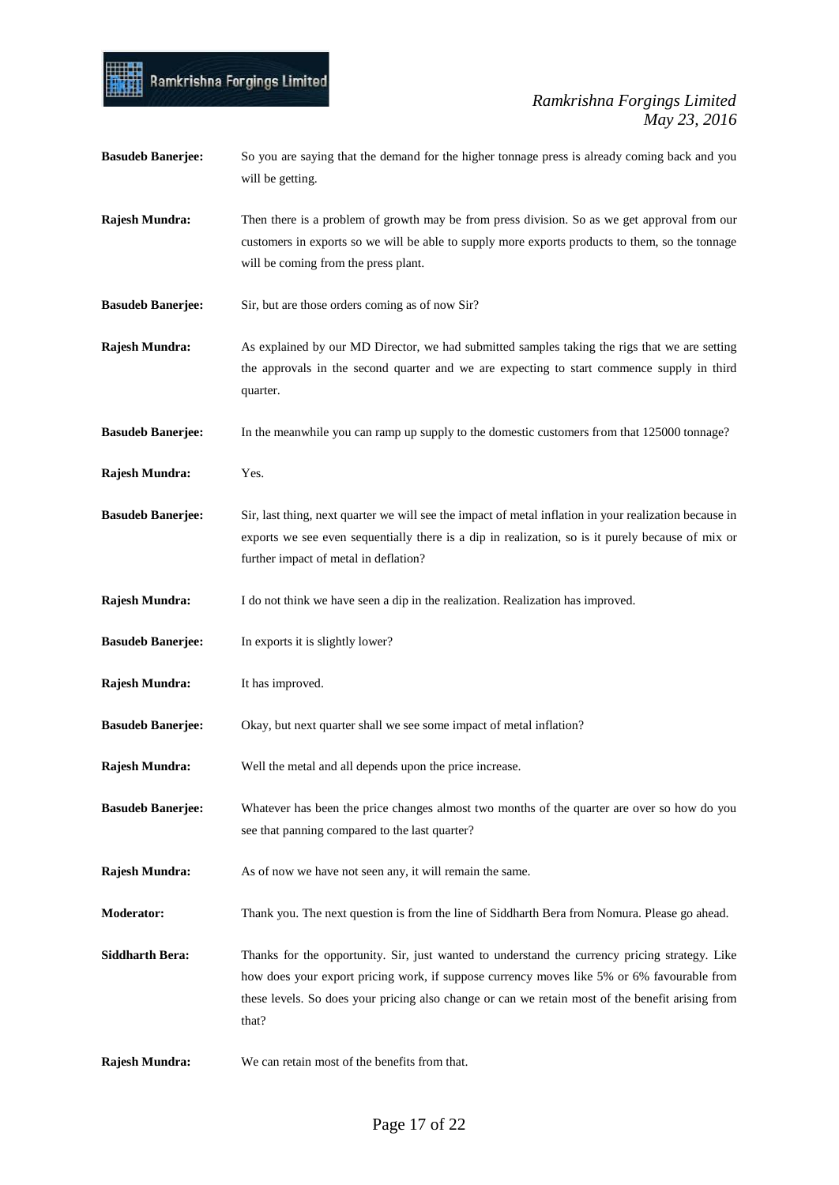**Basudeb Banerjee:** So you are saying that the demand for the higher tonnage press is already coming back and you will be getting.

**Rajesh Mundra:** Then there is a problem of growth may be from press division. So as we get approval from our customers in exports so we will be able to supply more exports products to them, so the tonnage will be coming from the press plant.

**Basudeb Banerjee:** Sir, but are those orders coming as of now Sir?

**Rajesh Mundra:** As explained by our MD Director, we had submitted samples taking the rigs that we are setting the approvals in the second quarter and we are expecting to start commence supply in third quarter.

**Basudeb Banerjee:** In the meanwhile you can ramp up supply to the domestic customers from that 125000 tonnage?

**Rajesh Mundra:** Yes.

**Basudeb Banerjee:** Sir, last thing, next quarter we will see the impact of metal inflation in your realization because in exports we see even sequentially there is a dip in realization, so is it purely because of mix or further impact of metal in deflation?

**Rajesh Mundra:** I do not think we have seen a dip in the realization. Realization has improved.

**Basudeb Banerjee:** In exports it is slightly lower?

**Rajesh Mundra:** It has improved.

**Basudeb Banerjee:** Okay, but next quarter shall we see some impact of metal inflation?

**Rajesh Mundra:** Well the metal and all depends upon the price increase.

**Basudeb Banerjee:** Whatever has been the price changes almost two months of the quarter are over so how do you see that panning compared to the last quarter?

**Rajesh Mundra:** As of now we have not seen any, it will remain the same.

**Moderator:** Thank you. The next question is from the line of Siddharth Bera from Nomura. Please go ahead.

**Siddharth Bera:** Thanks for the opportunity. Sir, just wanted to understand the currency pricing strategy. Like how does your export pricing work, if suppose currency moves like 5% or 6% favourable from these levels. So does your pricing also change or can we retain most of the benefit arising from that?

**Rajesh Mundra:** We can retain most of the benefits from that.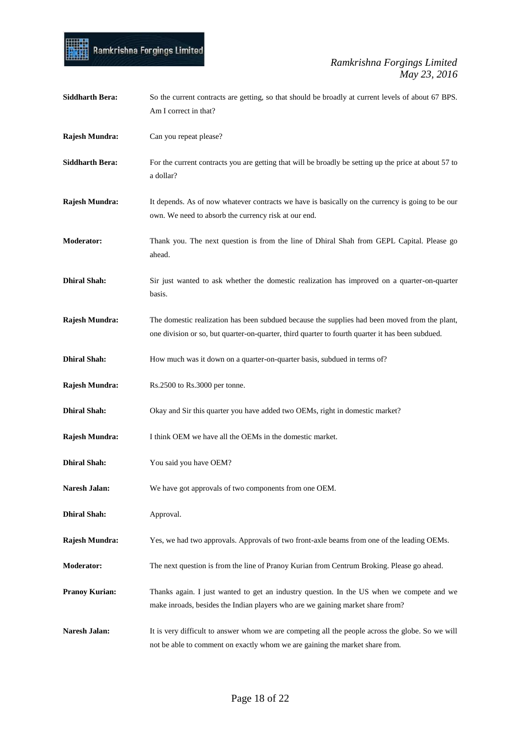**Siddharth Bera:** So the current contracts are getting, so that should be broadly at current levels of about 67 BPS. Am I correct in that?

**Rajesh Mundra:** Can you repeat please?

**Siddharth Bera:** For the current contracts you are getting that will be broadly be setting up the price at about 57 to a dollar?

**Rajesh Mundra:** It depends. As of now whatever contracts we have is basically on the currency is going to be our own. We need to absorb the currency risk at our end.

**Moderator:** Thank you. The next question is from the line of Dhiral Shah from GEPL Capital. Please go ahead.

**Dhiral Shah:** Sir just wanted to ask whether the domestic realization has improved on a quarter-on-quarter basis.

**Rajesh Mundra:** The domestic realization has been subdued because the supplies had been moved from the plant, one division or so, but quarter-on-quarter, third quarter to fourth quarter it has been subdued.

**Dhiral Shah:** How much was it down on a quarter-on-quarter basis, subdued in terms of?

**Rajesh Mundra:** Rs.2500 to Rs.3000 per tonne.

**Dhiral Shah:** Okay and Sir this quarter you have added two OEMs, right in domestic market?

**Rajesh Mundra:** I think OEM we have all the OEMs in the domestic market.

**Dhiral Shah:** You said you have OEM?

**Naresh Jalan:** We have got approvals of two components from one OEM.

**Dhiral Shah:** Approval.

**Rajesh Mundra:** Yes, we had two approvals. Approvals of two front-axle beams from one of the leading OEMs.

**Moderator:** The next question is from the line of Pranoy Kurian from Centrum Broking. Please go ahead.

**Pranoy Kurian:** Thanks again. I just wanted to get an industry question. In the US when we compete and we make inroads, besides the Indian players who are we gaining market share from?

**Naresh Jalan:** It is very difficult to answer whom we are competing all the people across the globe. So we will not be able to comment on exactly whom we are gaining the market share from.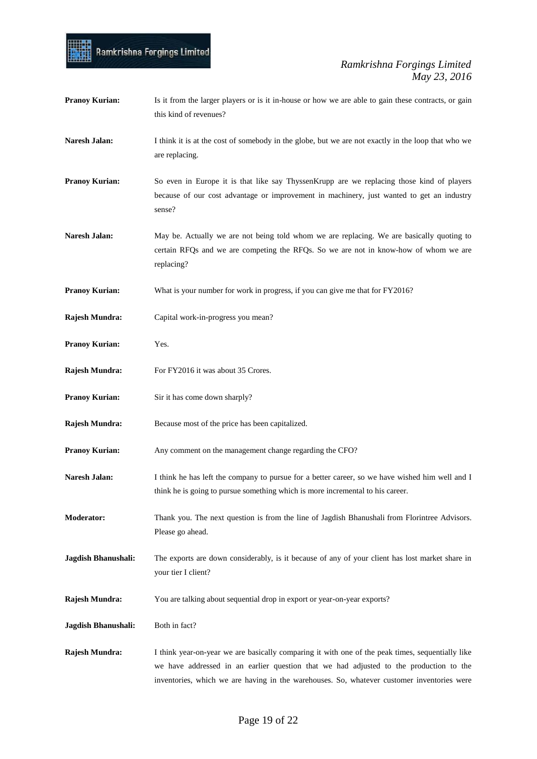**Pranoy Kurian:** Is it from the larger players or is it in-house or how we are able to gain these contracts, or gain this kind of revenues?

**Naresh Jalan:** I think it is at the cost of somebody in the globe, but we are not exactly in the loop that who we are replacing.

**Pranoy Kurian:** So even in Europe it is that like say ThyssenKrupp are we replacing those kind of players because of our cost advantage or improvement in machinery, just wanted to get an industry sense?

**Naresh Jalan:** May be. Actually we are not being told whom we are replacing. We are basically quoting to certain RFQs and we are competing the RFQs. So we are not in know-how of whom we are replacing?

**Pranoy Kurian:** What is your number for work in progress, if you can give me that for FY2016?

**Rajesh Mundra:** Capital work-in-progress you mean?

**Pranoy Kurian:** Yes.

**Rajesh Mundra:** For FY2016 it was about 35 Crores.

**Pranoy Kurian:** Sir it has come down sharply?

**Rajesh Mundra:** Because most of the price has been capitalized.

**Pranoy Kurian:** Any comment on the management change regarding the CFO?

**Naresh Jalan:** I think he has left the company to pursue for a better career, so we have wished him well and I think he is going to pursue something which is more incremental to his career.

**Moderator:** Thank you. The next question is from the line of Jagdish Bhanushali from Florintree Advisors. Please go ahead.

**Jagdish Bhanushali:** The exports are down considerably, is it because of any of your client has lost market share in your tier I client?

**Rajesh Mundra:** You are talking about sequential drop in export or year-on-year exports?

**Jagdish Bhanushali:** Both in fact?

**Rajesh Mundra:** I think year-on-year we are basically comparing it with one of the peak times, sequentially like we have addressed in an earlier question that we had adjusted to the production to the inventories, which we are having in the warehouses. So, whatever customer inventories were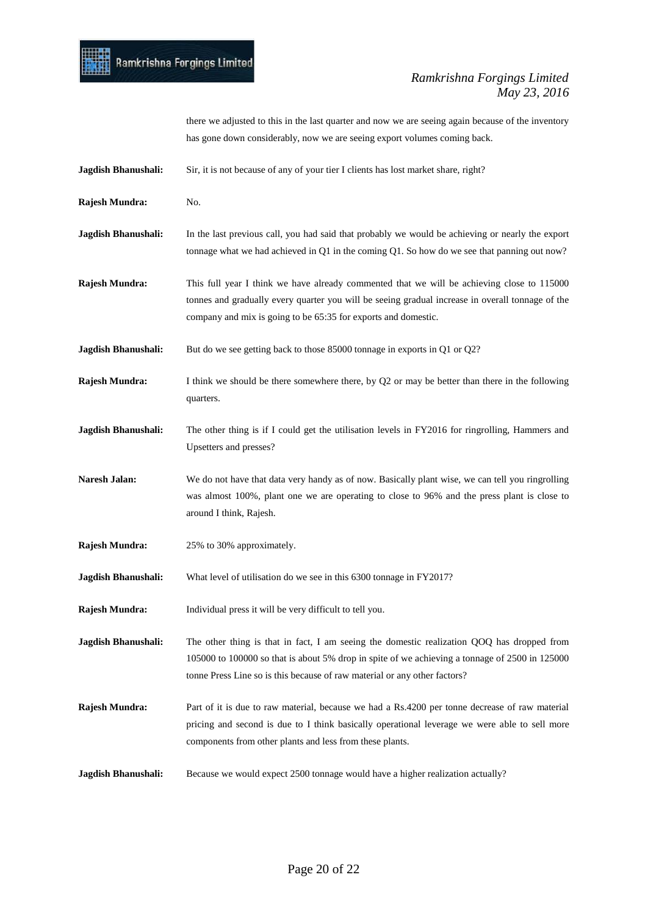there we adjusted to this in the last quarter and now we are seeing again because of the inventory has gone down considerably, now we are seeing export volumes coming back.

**Jagdish Bhanushali:** Sir, it is not because of any of your tier I clients has lost market share, right?

**Rajesh Mundra:** No.

**Jagdish Bhanushali:** In the last previous call, you had said that probably we would be achieving or nearly the export tonnage what we had achieved in Q1 in the coming Q1. So how do we see that panning out now?

**Rajesh Mundra:** This full year I think we have already commented that we will be achieving close to 115000 tonnes and gradually every quarter you will be seeing gradual increase in overall tonnage of the company and mix is going to be 65:35 for exports and domestic.

**Jagdish Bhanushali:** But do we see getting back to those 85000 tonnage in exports in Q1 or Q2?

**Rajesh Mundra:** I think we should be there somewhere there, by Q2 or may be better than there in the following quarters.

**Jagdish Bhanushali:** The other thing is if I could get the utilisation levels in FY2016 for ringrolling, Hammers and Upsetters and presses?

**Naresh Jalan:** We do not have that data very handy as of now. Basically plant wise, we can tell you ringrolling was almost 100%, plant one we are operating to close to 96% and the press plant is close to around I think, Rajesh.

**Rajesh Mundra:** 25% to 30% approximately.

**Jagdish Bhanushali:** What level of utilisation do we see in this 6300 tonnage in FY2017?

**Rajesh Mundra:** Individual press it will be very difficult to tell you.

**Jagdish Bhanushali:** The other thing is that in fact, I am seeing the domestic realization QOQ has dropped from 105000 to 100000 so that is about 5% drop in spite of we achieving a tonnage of 2500 in 125000 tonne Press Line so is this because of raw material or any other factors?

**Rajesh Mundra:** Part of it is due to raw material, because we had a Rs.4200 per tonne decrease of raw material pricing and second is due to I think basically operational leverage we were able to sell more components from other plants and less from these plants.

**Jagdish Bhanushali:** Because we would expect 2500 tonnage would have a higher realization actually?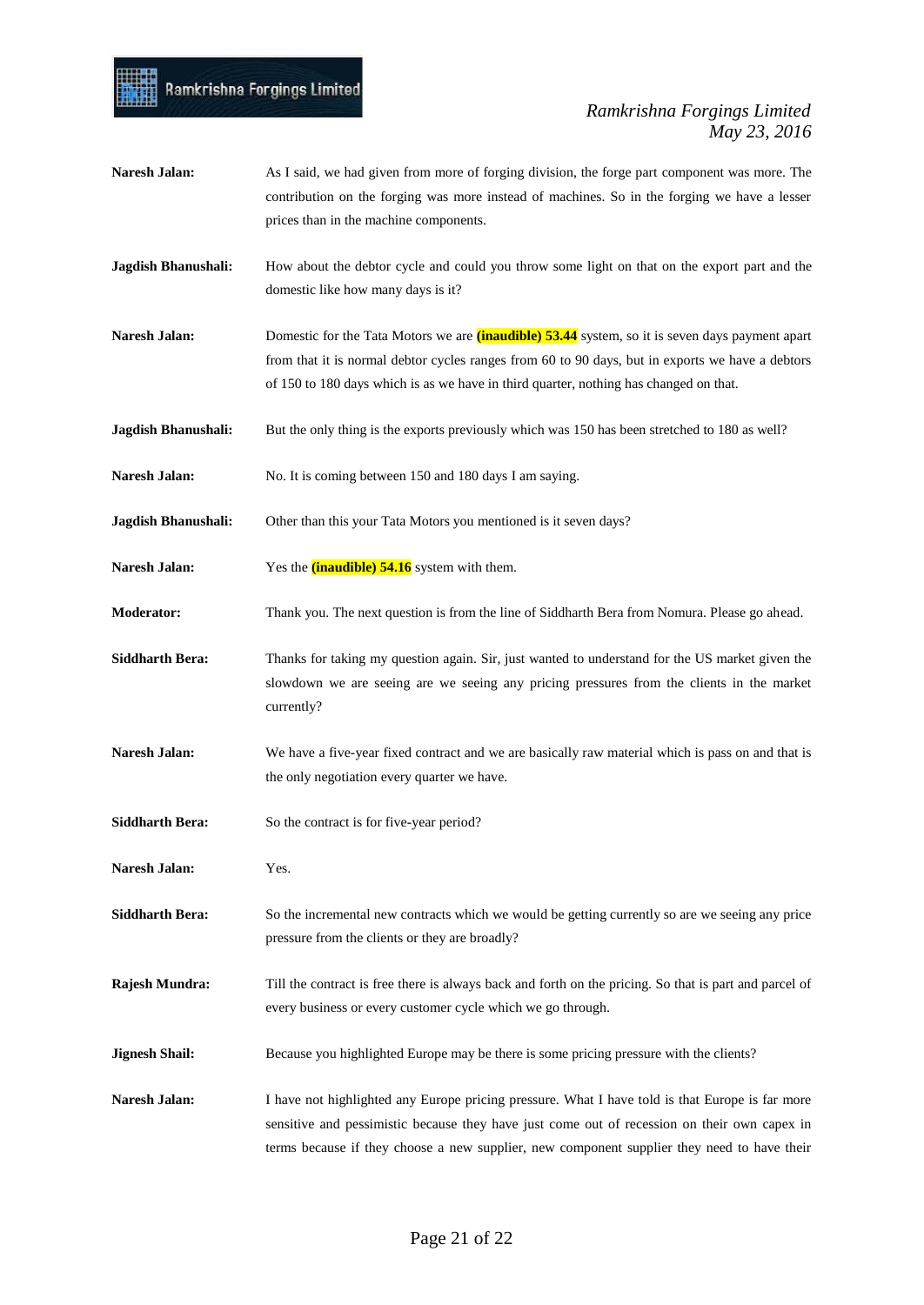**Naresh Jalan:** As I said, we had given from more of forging division, the forge part component was more. The contribution on the forging was more instead of machines. So in the forging we have a lesser prices than in the machine components.

**Jagdish Bhanushali:** How about the debtor cycle and could you throw some light on that on the export part and the domestic like how many days is it?

**Naresh Jalan:** Domestic for the Tata Motors we are **(inaudible) 53.44** system, so it is seven days payment apart from that it is normal debtor cycles ranges from 60 to 90 days, but in exports we have a debtors of 150 to 180 days which is as we have in third quarter, nothing has changed on that.

**Jagdish Bhanushali:** But the only thing is the exports previously which was 150 has been stretched to 180 as well?

**Naresh Jalan:** No. It is coming between 150 and 180 days I am saying.

**Jagdish Bhanushali:** Other than this your Tata Motors you mentioned is it seven days?

**Naresh Jalan:** Yes the **(inaudible) 54.16** system with them.

**Moderator:** Thank you. The next question is from the line of Siddharth Bera from Nomura. Please go ahead.

**Siddharth Bera:** Thanks for taking my question again. Sir, just wanted to understand for the US market given the slowdown we are seeing are we seeing any pricing pressures from the clients in the market currently?

**Naresh Jalan:** We have a five-year fixed contract and we are basically raw material which is pass on and that is the only negotiation every quarter we have.

**Siddharth Bera:** So the contract is for five-year period?

**Naresh Jalan:** Yes.

**Siddharth Bera:** So the incremental new contracts which we would be getting currently so are we seeing any price pressure from the clients or they are broadly?

**Rajesh Mundra:** Till the contract is free there is always back and forth on the pricing. So that is part and parcel of every business or every customer cycle which we go through.

**Jignesh Shail:** Because you highlighted Europe may be there is some pricing pressure with the clients?

**Naresh Jalan:** I have not highlighted any Europe pricing pressure. What I have told is that Europe is far more sensitive and pessimistic because they have just come out of recession on their own capex in terms because if they choose a new supplier, new component supplier they need to have their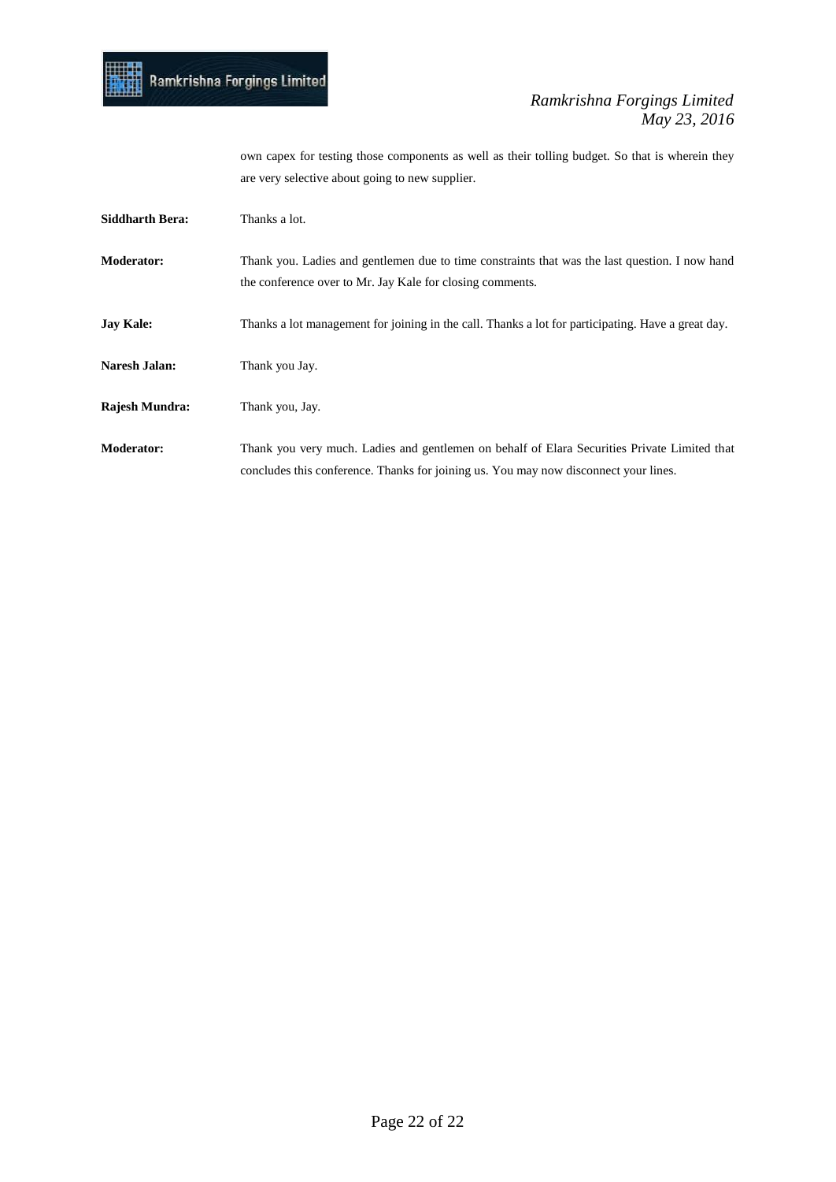own capex for testing those components as well as their tolling budget. So that is wherein they are very selective about going to new supplier.

**Siddharth Bera:** Thanks a lot.

**Moderator:** Thank you. Ladies and gentlemen due to time constraints that was the last question. I now hand the conference over to Mr. Jay Kale for closing comments.

**Jay Kale:** Thanks a lot management for joining in the call. Thanks a lot for participating. Have a great day.

**Naresh Jalan:** Thank you Jay.

**Rajesh Mundra:** Thank you, Jay.

**Moderator:** Thank you very much. Ladies and gentlemen on behalf of Elara Securities Private Limited that concludes this conference. Thanks for joining us. You may now disconnect your lines.